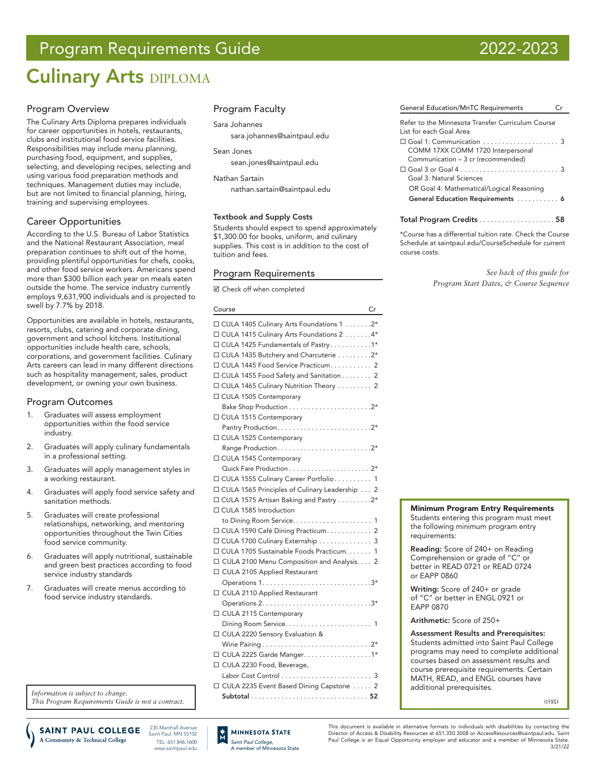# Program Requirements Guide 2022-2023

# Culinary Arts DIPLOMA

## Program Overview

The Culinary Arts Diploma prepares individuals for career opportunities in hotels, restaurants, clubs and institutional food service facilities. Responsibilities may include menu planning, purchasing food, equipment, and supplies, selecting, and developing recipes, selecting and using various food preparation methods and techniques. Management duties may include, but are not limited to financial planning, hiring, training and supervising employees.

## Career Opportunities

According to the U.S. Bureau of Labor Statistics and the National Restaurant Association, meal preparation continues to shift out of the home, providing plentiful opportunities for chefs, cooks, and other food service workers. Americans spend more than $300 billion each year on meals eaten outside the home. The service industry currently employs 9,631,900 individuals and is projected to swell by 7.7% by 2018.

Opportunities are available in hotels, restaurants, resorts, clubs, catering and corporate dining, government and school kitchens. Institutional opportunities include health care, schools, corporations, and government facilities. Culinary Arts careers can lead in many different directions such as hospitality management, sales, product development, or owning your own business.

## Program Outcomes

1. Graduates will assess employment opportunities within the food service industry.
2. Graduates will apply culinary fundamentals in a professional setting.
3. Graduates will apply management styles in a working restaurant.
4. Graduates will apply food service safety and sanitation methods.
5. Graduates will create professional relationships, networking, and mentoring opportunities throughout the Twin Cities food service community.
6. Graduates will apply nutritional, sustainable and green best practices according to food service industry standards
7. Graduates will create menus according to food service industry standards.

*Information is subject to change.*
*This Program Requirements Guide is not a contract.*

## Program Faculty

Sara Johannes
sara.johannes@saintpaul.edu

Sean Jones
sean.jones@saintpaul.edu

Nathan Sartain
nathan.sartain@saintpaul.edu

**Textbook and Supply Costs**

Students should expect to spend approximately $1,300.00 for books, uniform, and culinary supplies. This cost is in addition to the cost of tuition and fees.

## Program Requirements

☑ Check off when completed

| Course | Cr |
|---|---|
| ☐ CULA 1405 Culinary Arts Foundations 1 | 2* |
| ☐ CULA 1415 Culinary Arts Foundations 2 | 4* |
| ☐ CULA 1425 Fundamentals of Pastry | 1* |
| ☐ CULA 1435 Butchery and Charcuterie | 2* |
| ☐ CULA 1445 Food Service Practicum | 2 |
| ☐ CULA 1455 Food Safety and Sanitation | 2 |
| ☐ CULA 1465 Culinary Nutrition Theory | 2 |
| ☐ CULA 1505 Contemporary Bake Shop Production | 2* |
| ☐ CULA 1515 Contemporary Pantry Production | 2* |
| ☐ CULA 1525 Contemporary Range Production | 2* |
| ☐ CULA 1545 Contemporary Quick Fare Production | 2* |
| ☐ CULA 1555 Culinary Career Portfolio | 1 |
| ☐ CULA 1565 Principles of Culinary Leadership | 2 |
| ☐ CULA 1575 Artisan Baking and Pastry | 2* |
| ☐ CULA 1585 Introduction to Dining Room Service | 1 |
| ☐ CULA 1590 Café Dining Practicum | 2 |
| ☐ CULA 1700 Culinary Externship | 3 |
| ☐ CULA 1705 Sustainable Foods Practicum | 1 |
| ☐ CULA 2100 Menu Composition and Analysis | 2 |
| ☐ CULA 2105 Applied Restaurant Operations 1 | 3* |
| ☐ CULA 2110 Applied Restaurant Operations 2 | 3* |
| ☐ CULA 2115 Contemporary Dining Room Service | 1 |
| ☐ CULA 2220 Sensory Evaluation & Wine Pairing | 2* |
| ☐ CULA 2225 Garde Manger | 1* |
| ☐ CULA 2230 Food, Beverage, Labor Cost Control | 3 |
| ☐ CULA 2235 Event Based Dining Capstone | 2 |
| **Subtotal** | **52** |

| General Education/MnTC Requirements | Cr |
|---|---|
| Refer to the Minnesota Transfer Curriculum Course List for each Goal Area | |
| ☐ Goal 1: Communication<br>COMM 17XX COMM 1720 Interpersonal Communication – 3 cr (recommended) | 3 |
| ☐ Goal 3 or Goal 4<br>Goal 3: Natural Sciences<br>OR Goal 4: Mathematical/Logical Reasoning | 3 |
| **General Education Requirements** | **6** |

**Total Program Credits** . . . . . . . . . . **58**

*Course has a differential tuition rate. Check the Course Schedule at saintpaul.edu/CourseSchedule for current course costs.

*See back of this guide for Program Start Dates, & Course Sequence*

**Minimum Program Entry Requirements**

Students entering this program must meet the following minimum program entry requirements:

**Reading:** Score of 240+ on Reading Comprehension or grade of "C" or better in READ 0721 or READ 0724 or EAPP 0860

**Writing:** Score of 240+ or grade of "C" or better in ENGL 0921 or EAPP 0870

**Arithmetic:** Score of 250+

**Assessment Results and Prerequisites:** Students admitted into Saint Paul College programs may need to complete additional courses based on assessment results and course prerequisite requirements. Certain MATH, READ, and ENGL courses have additional prerequisites.

058D

SAINT PAUL COLLEGE — A Community & Technical College
235 Marshall Avenue, Saint Paul, MN 55102
TEL: 651.846.1600
www.saintpaul.edu

MINNESOTA STATE — Saint Paul College, A member of Minnesota State

This document is available in alternative formats to individuals with disabilities by contacting the Director of Access & Disability Resources at 651.350.3008 or AccessResources@saintpaul.edu. Saint Paul College is an Equal Opportunity employer and educator and a member of Minnesota State. 3/21/22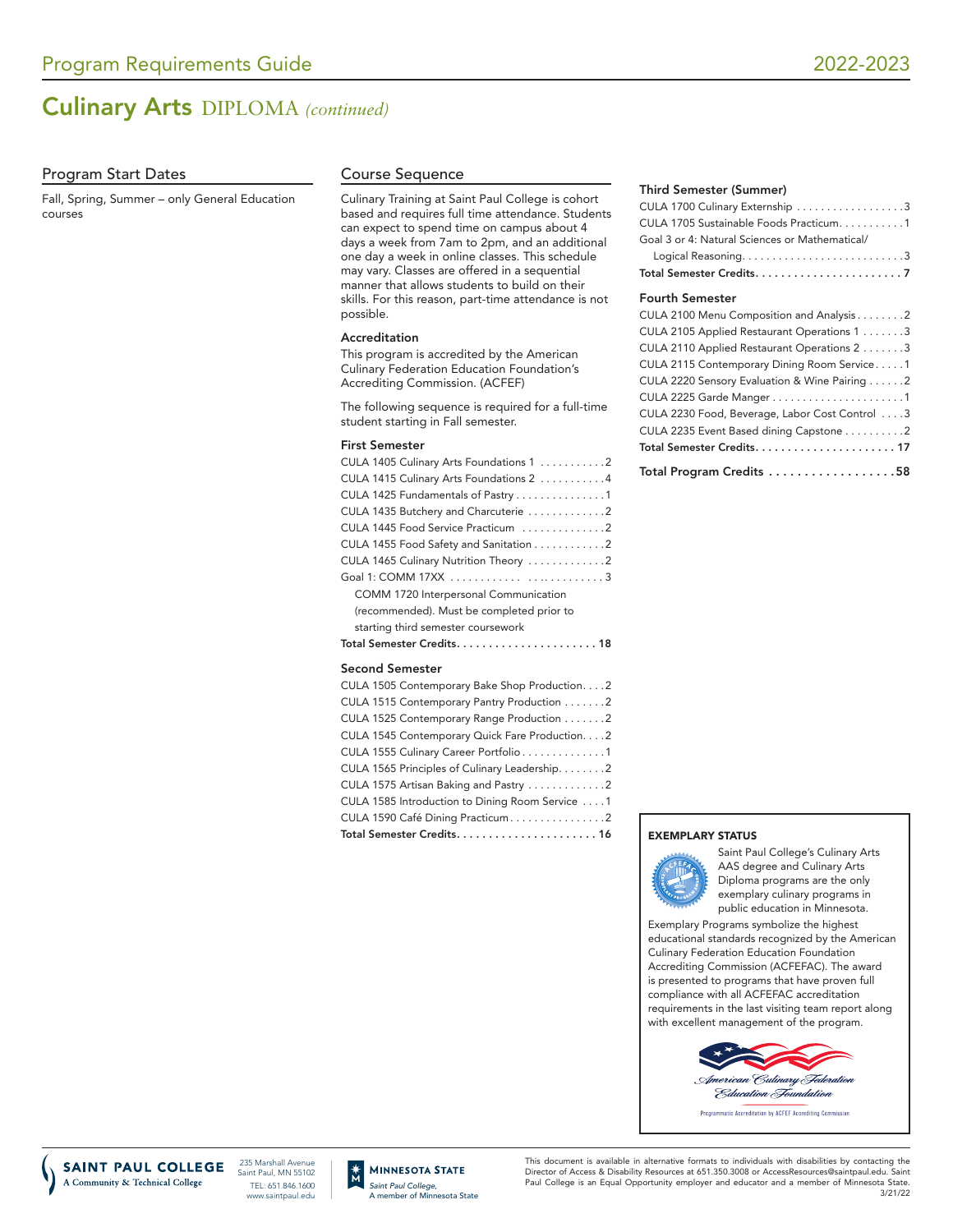# Culinary Arts DIPLOMA *(continued)*

## Program Start Dates

Fall, Spring, Summer – only General Education courses

## Course Sequence

Culinary Training at Saint Paul College is cohort based and requires full time attendance. Students can expect to spend time on campus about 4 days a week from 7am to 2pm, and an additional one day a week in online classes. This schedule may vary. Classes are offered in a sequential manner that allows students to build on their skills. For this reason, part-time attendance is not possible.

### Accreditation

This program is accredited by the American Culinary Federation Education Foundation's Accrediting Commission. (ACFEF)

The following sequence is required for a full-time student starting in Fall semester.

### First Semester

| | |
|---|---|
| CULA 1405 Culinary Arts Foundations 1 | 2 |
| CULA 1415 Culinary Arts Foundations 2 | 4 |
| CULA 1425 Fundamentals of Pastry | 1 |
| CULA 1435 Butchery and Charcuterie | 2 |
| CULA 1445 Food Service Practicum | 2 |
| CULA 1455 Food Safety and Sanitation | 2 |
| CULA 1465 Culinary Nutrition Theory | 2 |
| Goal 1: COMM 17XX | 3 |
| COMM 1720 Interpersonal Communication (recommended). Must be completed prior to starting third semester coursework | |
| **Total Semester Credits** | **18** |

### Second Semester

| | |
|---|---|
| CULA 1505 Contemporary Bake Shop Production | 2 |
| CULA 1515 Contemporary Pantry Production | 2 |
| CULA 1525 Contemporary Range Production | 2 |
| CULA 1545 Contemporary Quick Fare Production | 2 |
| CULA 1555 Culinary Career Portfolio | 1 |
| CULA 1565 Principles of Culinary Leadership | 2 |
| CULA 1575 Artisan Baking and Pastry | 2 |
| CULA 1585 Introduction to Dining Room Service | 1 |
| CULA 1590 Café Dining Practicum | 2 |
| **Total Semester Credits** | **16** |

### Third Semester (Summer)

| | |
|---|---|
| CULA 1700 Culinary Externship | 3 |
| CULA 1705 Sustainable Foods Practicum | 1 |
| Goal 3 or 4: Natural Sciences or Mathematical/ Logical Reasoning | 3 |
| **Total Semester Credits** | **7** |

### Fourth Semester

| | |
|---|---|
| CULA 2100 Menu Composition and Analysis | 2 |
| CULA 2105 Applied Restaurant Operations 1 | 3 |
| CULA 2110 Applied Restaurant Operations 2 | 3 |
| CULA 2115 Contemporary Dining Room Service | 1 |
| CULA 2220 Sensory Evaluation & Wine Pairing | 2 |
| CULA 2225 Garde Manger | 1 |
| CULA 2230 Food, Beverage, Labor Cost Control | 3 |
| CULA 2235 Event Based dining Capstone | 2 |
| **Total Semester Credits** | **17** |

**Total Program Credits ..................58**

### EXEMPLARY STATUS

Saint Paul College's Culinary Arts AAS degree and Culinary Arts Diploma programs are the only exemplary culinary programs in public education in Minnesota.

Exemplary Programs symbolize the highest educational standards recognized by the American Culinary Federation Education Foundation Accrediting Commission (ACFEFAC). The award is presented to programs that have proven full compliance with all ACFEFAC accreditation requirements in the last visiting team report along with excellent management of the program.

American Culinary Federation Education Foundation

Programmatic Accreditation by ACFEF Accrediting Commission

This document is available in alternative formats to individuals with disabilities by contacting the Director of Access & Disability Resources at 651.350.3008 or AccessResources@saintpaul.edu. Saint Paul College is an Equal Opportunity employer and educator and a member of Minnesota State. 3/21/22